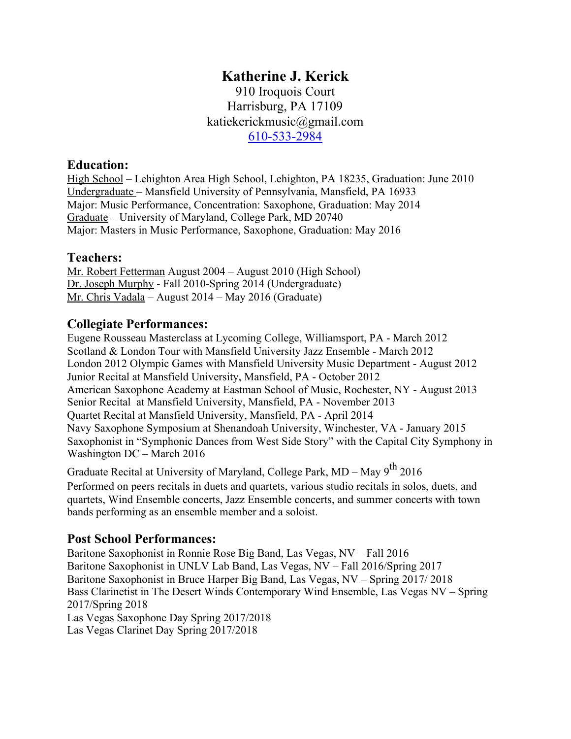# Katherine J. Kerick

910 Iroquois Court
Harrisburg, PA 17109
katiekerickmusic@gmail.com
610-533-2984

## Education:

High School – Lehighton Area High School, Lehighton, PA 18235, Graduation: June 2010
Undergraduate – Mansfield University of Pennsylvania, Mansfield, PA 16933
Major: Music Performance, Concentration: Saxophone, Graduation: May 2014
Graduate – University of Maryland, College Park, MD 20740
Major: Masters in Music Performance, Saxophone, Graduation: May 2016

## Teachers:

Mr. Robert Fetterman August 2004 – August 2010 (High School)
Dr. Joseph Murphy - Fall 2010-Spring 2014 (Undergraduate)
Mr. Chris Vadala – August 2014 – May 2016 (Graduate)

## Collegiate Performances:

Eugene Rousseau Masterclass at Lycoming College, Williamsport, PA - March 2012
Scotland & London Tour with Mansfield University Jazz Ensemble - March 2012
London 2012 Olympic Games with Mansfield University Music Department - August 2012
Junior Recital at Mansfield University, Mansfield, PA - October 2012
American Saxophone Academy at Eastman School of Music, Rochester, NY - August 2013
Senior Recital at Mansfield University, Mansfield, PA - November 2013
Quartet Recital at Mansfield University, Mansfield, PA - April 2014
Navy Saxophone Symposium at Shenandoah University, Winchester, VA - January 2015
Saxophonist in "Symphonic Dances from West Side Story" with the Capital City Symphony in Washington DC – March 2016
Graduate Recital at University of Maryland, College Park, MD – May 9th 2016
Performed on peers recitals in duets and quartets, various studio recitals in solos, duets, and quartets, Wind Ensemble concerts, Jazz Ensemble concerts, and summer concerts with town bands performing as an ensemble member and a soloist.

## Post School Performances:

Baritone Saxophonist in Ronnie Rose Big Band, Las Vegas, NV – Fall 2016
Baritone Saxophonist in UNLV Lab Band, Las Vegas, NV – Fall 2016/Spring 2017
Baritone Saxophonist in Bruce Harper Big Band, Las Vegas, NV – Spring 2017/ 2018
Bass Clarinetist in The Desert Winds Contemporary Wind Ensemble, Las Vegas NV – Spring 2017/Spring 2018
Las Vegas Saxophone Day Spring 2017/2018
Las Vegas Clarinet Day Spring 2017/2018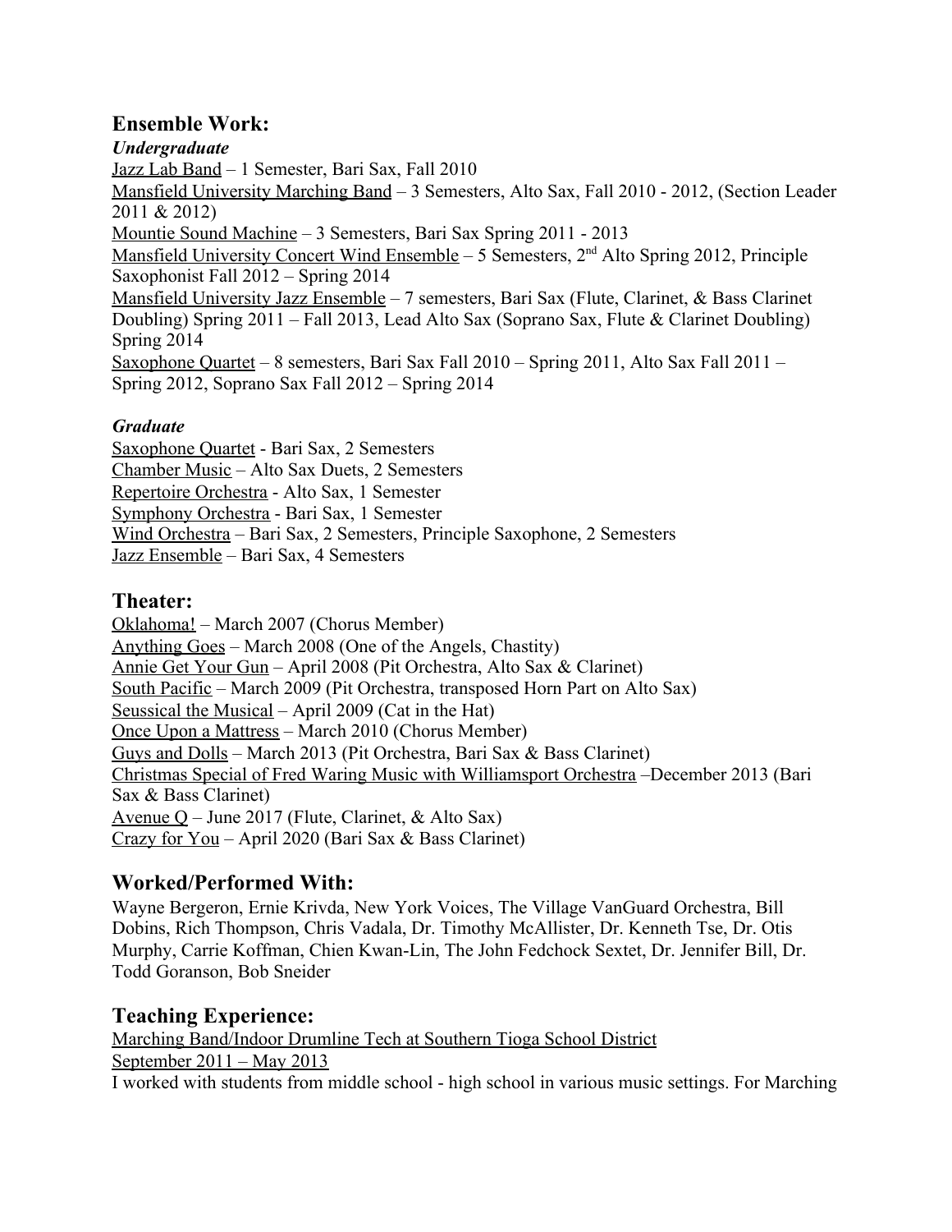## Ensemble Work:

***Undergraduate***

Jazz Lab Band – 1 Semester, Bari Sax, Fall 2010

Mansfield University Marching Band – 3 Semesters, Alto Sax, Fall 2010 - 2012, (Section Leader 2011 & 2012)

Mountie Sound Machine – 3 Semesters, Bari Sax Spring 2011 - 2013

Mansfield University Concert Wind Ensemble – 5 Semesters, 2nd Alto Spring 2012, Principle Saxophonist Fall 2012 – Spring 2014

Mansfield University Jazz Ensemble – 7 semesters, Bari Sax (Flute, Clarinet, & Bass Clarinet Doubling) Spring 2011 – Fall 2013, Lead Alto Sax (Soprano Sax, Flute & Clarinet Doubling) Spring 2014

Saxophone Quartet – 8 semesters, Bari Sax Fall 2010 – Spring 2011, Alto Sax Fall 2011 – Spring 2012, Soprano Sax Fall 2012 – Spring 2014

***Graduate***

Saxophone Quartet - Bari Sax, 2 Semesters

Chamber Music – Alto Sax Duets, 2 Semesters

Repertoire Orchestra - Alto Sax, 1 Semester

Symphony Orchestra - Bari Sax, 1 Semester

Wind Orchestra – Bari Sax, 2 Semesters, Principle Saxophone, 2 Semesters

Jazz Ensemble – Bari Sax, 4 Semesters

## Theater:

Oklahoma! – March 2007 (Chorus Member)

Anything Goes – March 2008 (One of the Angels, Chastity)

Annie Get Your Gun – April 2008 (Pit Orchestra, Alto Sax & Clarinet)

South Pacific – March 2009 (Pit Orchestra, transposed Horn Part on Alto Sax)

Seussical the Musical – April 2009 (Cat in the Hat)

Once Upon a Mattress – March 2010 (Chorus Member)

Guys and Dolls – March 2013 (Pit Orchestra, Bari Sax & Bass Clarinet)

Christmas Special of Fred Waring Music with Williamsport Orchestra –December 2013 (Bari Sax & Bass Clarinet)

Avenue Q – June 2017 (Flute, Clarinet, & Alto Sax)

Crazy for You – April 2020 (Bari Sax & Bass Clarinet)

## Worked/Performed With:

Wayne Bergeron, Ernie Krivda, New York Voices, The Village VanGuard Orchestra, Bill Dobins, Rich Thompson, Chris Vadala, Dr. Timothy McAllister, Dr. Kenneth Tse, Dr. Otis Murphy, Carrie Koffman, Chien Kwan-Lin, The John Fedchock Sextet, Dr. Jennifer Bill, Dr. Todd Goranson, Bob Sneider

## Teaching Experience:

Marching Band/Indoor Drumline Tech at Southern Tioga School District

September 2011 – May 2013

I worked with students from middle school - high school in various music settings. For Marching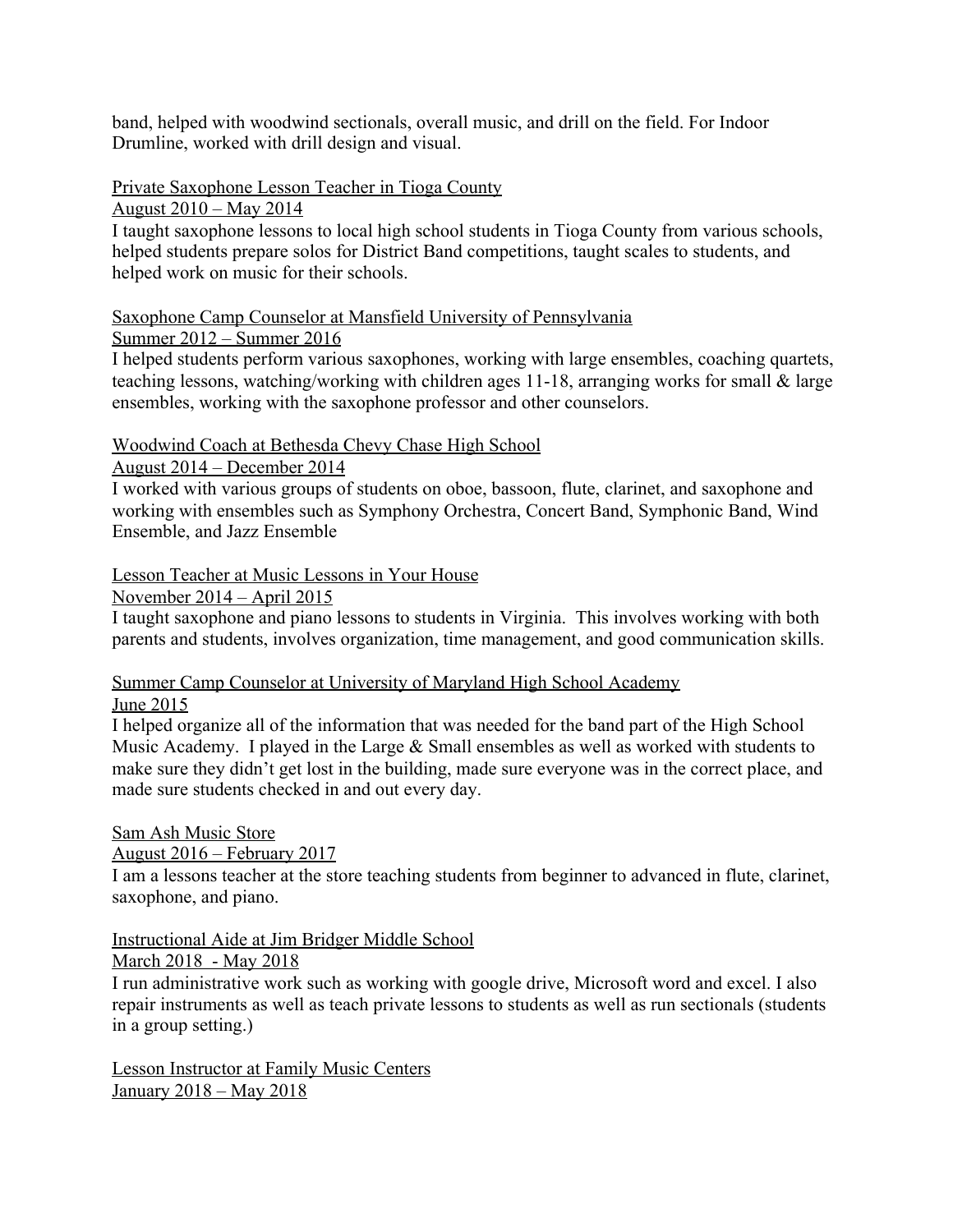band, helped with woodwind sectionals, overall music, and drill on the field. For Indoor Drumline, worked with drill design and visual.

<u>Private Saxophone Lesson Teacher in Tioga County</u>
<u>August 2010 – May 2014</u>
I taught saxophone lessons to local high school students in Tioga County from various schools, helped students prepare solos for District Band competitions, taught scales to students, and helped work on music for their schools.

<u>Saxophone Camp Counselor at Mansfield University of Pennsylvania</u>
<u>Summer 2012 – Summer 2016</u>
I helped students perform various saxophones, working with large ensembles, coaching quartets, teaching lessons, watching/working with children ages 11-18, arranging works for small & large ensembles, working with the saxophone professor and other counselors.

<u>Woodwind Coach at Bethesda Chevy Chase High School</u>
<u>August 2014 – December 2014</u>
I worked with various groups of students on oboe, bassoon, flute, clarinet, and saxophone and working with ensembles such as Symphony Orchestra, Concert Band, Symphonic Band, Wind Ensemble, and Jazz Ensemble

<u>Lesson Teacher at Music Lessons in Your House</u>
<u>November 2014 – April 2015</u>
I taught saxophone and piano lessons to students in Virginia. This involves working with both parents and students, involves organization, time management, and good communication skills.

<u>Summer Camp Counselor at University of Maryland High School Academy</u>
<u>June 2015</u>
I helped organize all of the information that was needed for the band part of the High School Music Academy. I played in the Large & Small ensembles as well as worked with students to make sure they didn't get lost in the building, made sure everyone was in the correct place, and made sure students checked in and out every day.

<u>Sam Ash Music Store</u>
<u>August 2016 – February 2017</u>
I am a lessons teacher at the store teaching students from beginner to advanced in flute, clarinet, saxophone, and piano.

<u>Instructional Aide at Jim Bridger Middle School</u>
<u>March 2018 - May 2018</u>
I run administrative work such as working with google drive, Microsoft word and excel. I also repair instruments as well as teach private lessons to students as well as run sectionals (students in a group setting.)

<u>Lesson Instructor at Family Music Centers</u>
<u>January 2018 – May 2018</u>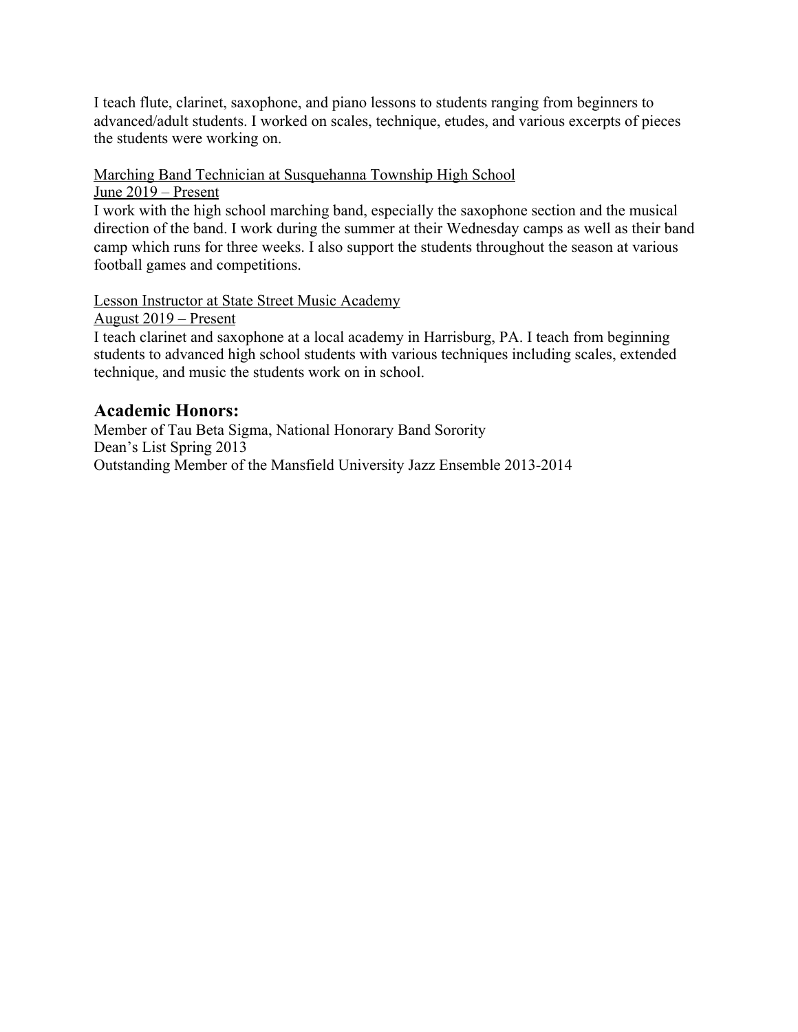I teach flute, clarinet, saxophone, and piano lessons to students ranging from beginners to advanced/adult students. I worked on scales, technique, etudes, and various excerpts of pieces the students were working on.

Marching Band Technician at Susquehanna Township High School
June 2019 – Present
I work with the high school marching band, especially the saxophone section and the musical direction of the band. I work during the summer at their Wednesday camps as well as their band camp which runs for three weeks. I also support the students throughout the season at various football games and competitions.

Lesson Instructor at State Street Music Academy
August 2019 – Present
I teach clarinet and saxophone at a local academy in Harrisburg, PA. I teach from beginning students to advanced high school students with various techniques including scales, extended technique, and music the students work on in school.

## Academic Honors:

Member of Tau Beta Sigma, National Honorary Band Sorority
Dean's List Spring 2013
Outstanding Member of the Mansfield University Jazz Ensemble 2013-2014